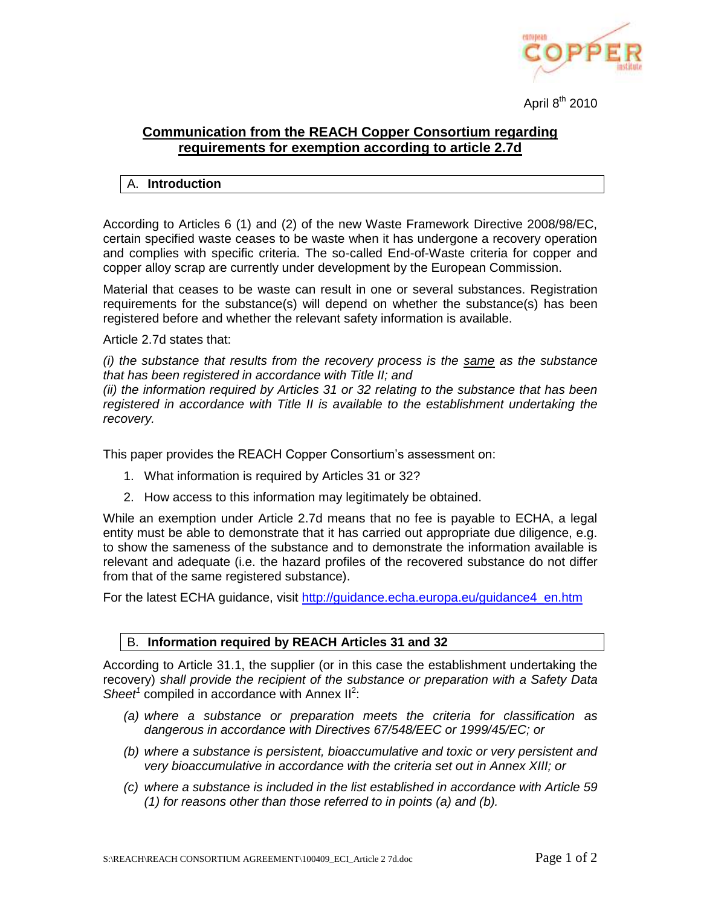April 8th 2010

# Communication from the REACH Copper Consortium regarding requirements for exemption according to article 2.7d

## A. Introduction

According to Articles 6 (1) and (2) of the new Waste Framework Directive 2008/98/EC, certain specified waste ceases to be waste when it has undergone a recovery operation and complies with specific criteria. The so-called End-of-Waste criteria for copper and copper alloy scrap are currently under development by the European Commission.

Material that ceases to be waste can result in one or several substances. Registration requirements for the substance(s) will depend on whether the substance(s) has been registered before and whether the relevant safety information is available.

Article 2.7d states that:

*(i) the substance that results from the recovery process is the same as the substance that has been registered in accordance with Title II; and*
*(ii) the information required by Articles 31 or 32 relating to the substance that has been registered in accordance with Title II is available to the establishment undertaking the recovery.*

This paper provides the REACH Copper Consortium's assessment on:

1. What information is required by Articles 31 or 32?
2. How access to this information may legitimately be obtained.

While an exemption under Article 2.7d means that no fee is payable to ECHA, a legal entity must be able to demonstrate that it has carried out appropriate due diligence, e.g. to show the sameness of the substance and to demonstrate the information available is relevant and adequate (i.e. the hazard profiles of the recovered substance do not differ from that of the same registered substance).

For the latest ECHA guidance, visit http://guidance.echa.europa.eu/guidance4_en.htm

## B. Information required by REACH Articles 31 and 32

According to Article 31.1, the supplier (or in this case the establishment undertaking the recovery) *shall provide the recipient of the substance or preparation with a Safety Data Sheet*[1] compiled in accordance with Annex II[2]:

- *(a) where a substance or preparation meets the criteria for classification as dangerous in accordance with Directives 67/548/EEC or 1999/45/EC; or*
- *(b) where a substance is persistent, bioaccumulative and toxic or very persistent and very bioaccumulative in accordance with the criteria set out in Annex XIII; or*
- *(c) where a substance is included in the list established in accordance with Article 59 (1) for reasons other than those referred to in points (a) and (b).*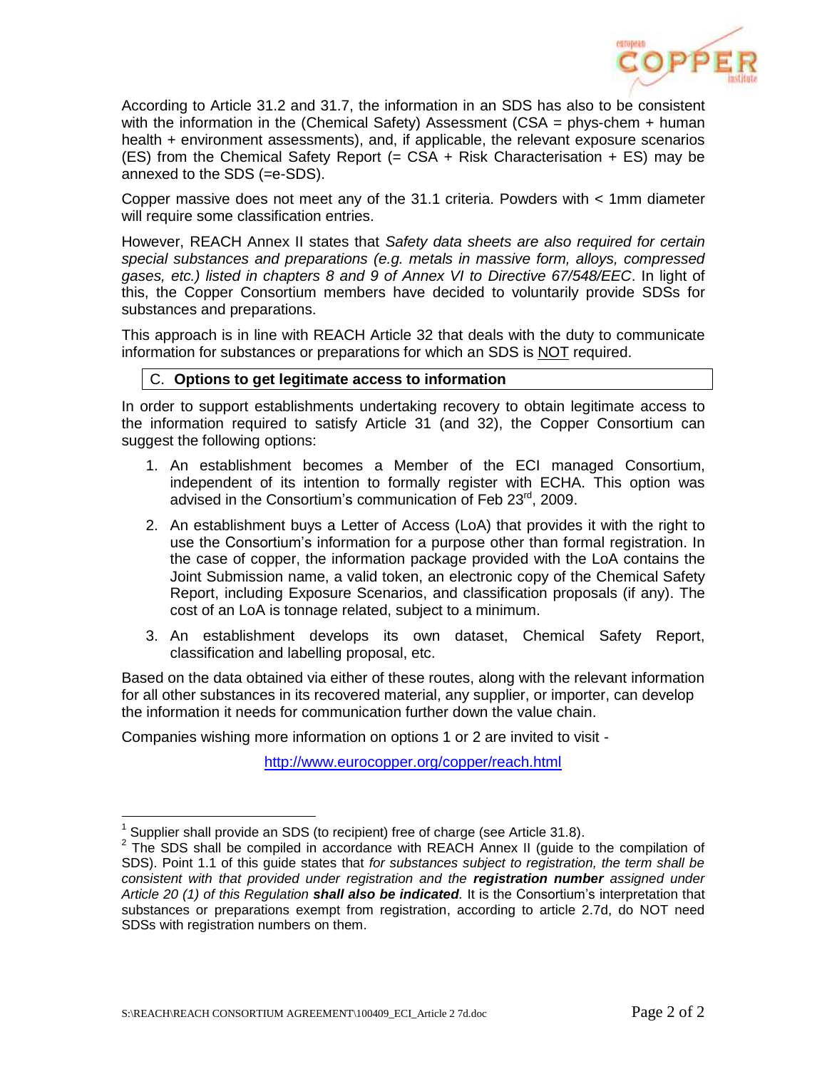According to Article 31.2 and 31.7, the information in an SDS has also to be consistent with the information in the (Chemical Safety) Assessment (CSA = phys-chem + human health + environment assessments), and, if applicable, the relevant exposure scenarios (ES) from the Chemical Safety Report (= CSA + Risk Characterisation + ES) may be annexed to the SDS (=e-SDS).

Copper massive does not meet any of the 31.1 criteria. Powders with < 1mm diameter will require some classification entries.

However, REACH Annex II states that *Safety data sheets are also required for certain special substances and preparations (e.g. metals in massive form, alloys, compressed gases, etc.) listed in chapters 8 and 9 of Annex VI to Directive 67/548/EEC*. In light of this, the Copper Consortium members have decided to voluntarily provide SDSs for substances and preparations.

This approach is in line with REACH Article 32 that deals with the duty to communicate information for substances or preparations for which an SDS is NOT required.

## C. Options to get legitimate access to information

In order to support establishments undertaking recovery to obtain legitimate access to the information required to satisfy Article 31 (and 32), the Copper Consortium can suggest the following options:

1. An establishment becomes a Member of the ECI managed Consortium, independent of its intention to formally register with ECHA. This option was advised in the Consortium's communication of Feb 23rd, 2009.
2. An establishment buys a Letter of Access (LoA) that provides it with the right to use the Consortium's information for a purpose other than formal registration. In the case of copper, the information package provided with the LoA contains the Joint Submission name, a valid token, an electronic copy of the Chemical Safety Report, including Exposure Scenarios, and classification proposals (if any). The cost of an LoA is tonnage related, subject to a minimum.
3. An establishment develops its own dataset, Chemical Safety Report, classification and labelling proposal, etc.

Based on the data obtained via either of these routes, along with the relevant information for all other substances in its recovered material, any supplier, or importer, can develop the information it needs for communication further down the value chain.

Companies wishing more information on options 1 or 2 are invited to visit -

http://www.eurocopper.org/copper/reach.html

[1] Supplier shall provide an SDS (to recipient) free of charge (see Article 31.8).

[2] The SDS shall be compiled in accordance with REACH Annex II (guide to the compilation of SDS). Point 1.1 of this guide states that *for substances subject to registration, the term shall be consistent with that provided under registration and the **registration number** assigned under Article 20 (1) of this Regulation **shall also be indicated**.* It is the Consortium's interpretation that substances or preparations exempt from registration, according to article 2.7d, do NOT need SDSs with registration numbers on them.